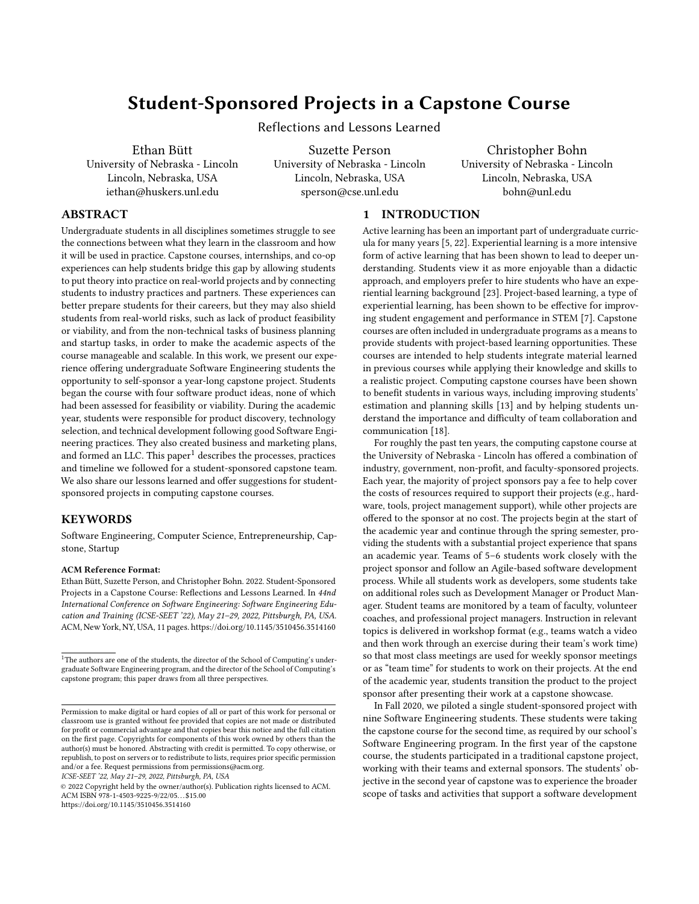# Student-Sponsored Projects in a Capstone Course

Reflections and Lessons Learned

Ethan Bütt
University of Nebraska - Lincoln
Lincoln, Nebraska, USA
iethan@huskers.unl.edu

Suzette Person
University of Nebraska - Lincoln
Lincoln, Nebraska, USA
sperson@cse.unl.edu

Christopher Bohn
University of Nebraska - Lincoln
Lincoln, Nebraska, USA
bohn@unl.edu

## ABSTRACT

Undergraduate students in all disciplines sometimes struggle to see the connections between what they learn in the classroom and how it will be used in practice. Capstone courses, internships, and co-op experiences can help students bridge this gap by allowing students to put theory into practice on real-world projects and by connecting students to industry practices and partners. These experiences can better prepare students for their careers, but they may also shield students from real-world risks, such as lack of product feasibility or viability, and from the non-technical tasks of business planning and startup tasks, in order to make the academic aspects of the course manageable and scalable. In this work, we present our experience offering undergraduate Software Engineering students the opportunity to self-sponsor a year-long capstone project. Students began the course with four software product ideas, none of which had been assessed for feasibility or viability. During the academic year, students were responsible for product discovery, technology selection, and technical development following good Software Engineering practices. They also created business and marketing plans, and formed an LLC. This paper[1] describes the processes, practices and timeline we followed for a student-sponsored capstone team. We also share our lessons learned and offer suggestions for student-sponsored projects in computing capstone courses.

## KEYWORDS

Software Engineering, Computer Science, Entrepreneurship, Capstone, Startup

**ACM Reference Format:**

Ethan Bütt, Suzette Person, and Christopher Bohn. 2022. Student-Sponsored Projects in a Capstone Course: Reflections and Lessons Learned. In *44nd International Conference on Software Engineering: Software Engineering Education and Training (ICSE-SEET '22), May 21–29, 2022, Pittsburgh, PA, USA.* ACM, New York, NY, USA, 11 pages. https://doi.org/10.1145/3510456.3514160

[1] The authors are one of the students, the director of the School of Computing's undergraduate Software Engineering program, and the director of the School of Computing's capstone program; this paper draws from all three perspectives.

Permission to make digital or hard copies of all or part of this work for personal or classroom use is granted without fee provided that copies are not made or distributed for profit or commercial advantage and that copies bear this notice and the full citation on the first page. Copyrights for components of this work owned by others than the author(s) must be honored. Abstracting with credit is permitted. To copy otherwise, or republish, to post on servers or to redistribute to lists, requires prior specific permission and/or a fee. Request permissions from permissions@acm.org.
*ICSE-SEET '22, May 21–29, 2022, Pittsburgh, PA, USA*
© 2022 Copyright held by the owner/author(s). Publication rights licensed to ACM.
ACM ISBN 978-1-4503-9225-9/22/05…$15.00
https://doi.org/10.1145/3510456.3514160

## 1 INTRODUCTION

Active learning has been an important part of undergraduate curricula for many years [5, 22]. Experiential learning is a more intensive form of active learning that has been shown to lead to deeper understanding. Students view it as more enjoyable than a didactic approach, and employers prefer to hire students who have an experiential learning background [23]. Project-based learning, a type of experiential learning, has been shown to be effective for improving student engagement and performance in STEM [7]. Capstone courses are often included in undergraduate programs as a means to provide students with project-based learning opportunities. These courses are intended to help students integrate material learned in previous courses while applying their knowledge and skills to a realistic project. Computing capstone courses have been shown to benefit students in various ways, including improving students' estimation and planning skills [13] and by helping students understand the importance and difficulty of team collaboration and communication [18].

For roughly the past ten years, the computing capstone course at the University of Nebraska - Lincoln has offered a combination of industry, government, non-profit, and faculty-sponsored projects. Each year, the majority of project sponsors pay a fee to help cover the costs of resources required to support their projects (e.g., hardware, tools, project management support), while other projects are offered to the sponsor at no cost. The projects begin at the start of the academic year and continue through the spring semester, providing the students with a substantial project experience that spans an academic year. Teams of 5–6 students work closely with the project sponsor and follow an Agile-based software development process. While all students work as developers, some students take on additional roles such as Development Manager or Product Manager. Student teams are monitored by a team of faculty, volunteer coaches, and professional project managers. Instruction in relevant topics is delivered in workshop format (e.g., teams watch a video and then work through an exercise during their team's work time) so that most class meetings are used for weekly sponsor meetings or as "team time" for students to work on their projects. At the end of the academic year, students transition the product to the project sponsor after presenting their work at a capstone showcase.

In Fall 2020, we piloted a single student-sponsored project with nine Software Engineering students. These students were taking the capstone course for the second time, as required by our school's Software Engineering program. In the first year of the capstone course, the students participated in a traditional capstone project, working with their teams and external sponsors. The students' objective in the second year of capstone was to experience the broader scope of tasks and activities that support a software development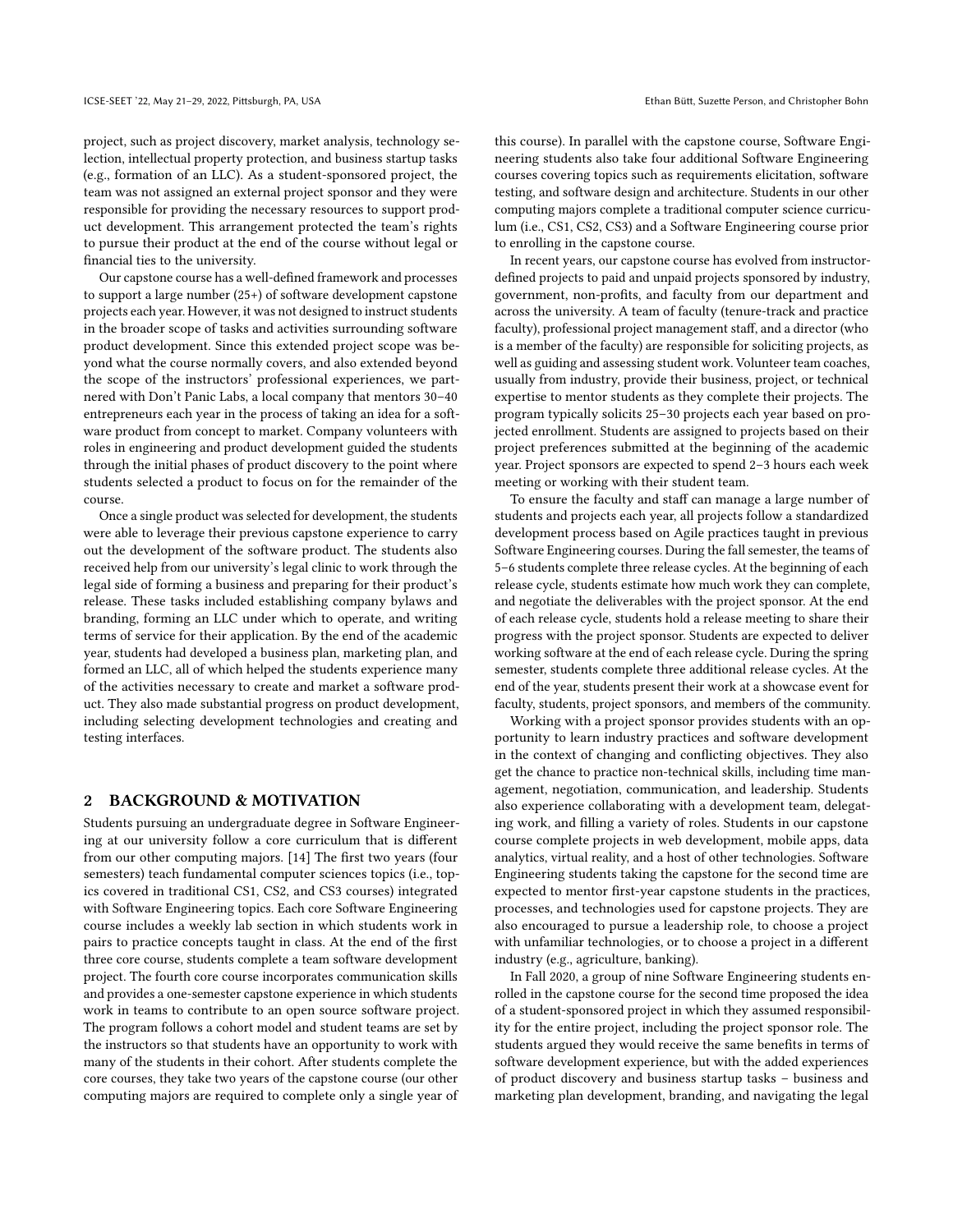project, such as project discovery, market analysis, technology selection, intellectual property protection, and business startup tasks (e.g., formation of an LLC). As a student-sponsored project, the team was not assigned an external project sponsor and they were responsible for providing the necessary resources to support product development. This arrangement protected the team's rights to pursue their product at the end of the course without legal or financial ties to the university.

Our capstone course has a well-defined framework and processes to support a large number (25+) of software development capstone projects each year. However, it was not designed to instruct students in the broader scope of tasks and activities surrounding software product development. Since this extended project scope was beyond what the course normally covers, and also extended beyond the scope of the instructors' professional experiences, we partnered with Don't Panic Labs, a local company that mentors 30–40 entrepreneurs each year in the process of taking an idea for a software product from concept to market. Company volunteers with roles in engineering and product development guided the students through the initial phases of product discovery to the point where students selected a product to focus on for the remainder of the course.

Once a single product was selected for development, the students were able to leverage their previous capstone experience to carry out the development of the software product. The students also received help from our university's legal clinic to work through the legal side of forming a business and preparing for their product's release. These tasks included establishing company bylaws and branding, forming an LLC under which to operate, and writing terms of service for their application. By the end of the academic year, students had developed a business plan, marketing plan, and formed an LLC, all of which helped the students experience many of the activities necessary to create and market a software product. They also made substantial progress on product development, including selecting development technologies and creating and testing interfaces.

## 2 BACKGROUND & MOTIVATION

Students pursuing an undergraduate degree in Software Engineering at our university follow a core curriculum that is different from our other computing majors. [14] The first two years (four semesters) teach fundamental computer sciences topics (i.e., topics covered in traditional CS1, CS2, and CS3 courses) integrated with Software Engineering topics. Each core Software Engineering course includes a weekly lab section in which students work in pairs to practice concepts taught in class. At the end of the first three core course, students complete a team software development project. The fourth core course incorporates communication skills and provides a one-semester capstone experience in which students work in teams to contribute to an open source software project. The program follows a cohort model and student teams are set by the instructors so that students have an opportunity to work with many of the students in their cohort. After students complete the core courses, they take two years of the capstone course (our other computing majors are required to complete only a single year of this course). In parallel with the capstone course, Software Engineering students also take four additional Software Engineering courses covering topics such as requirements elicitation, software testing, and software design and architecture. Students in our other computing majors complete a traditional computer science curriculum (i.e., CS1, CS2, CS3) and a Software Engineering course prior to enrolling in the capstone course.

In recent years, our capstone course has evolved from instructor-defined projects to paid and unpaid projects sponsored by industry, government, non-profits, and faculty from our department and across the university. A team of faculty (tenure-track and practice faculty), professional project management staff, and a director (who is a member of the faculty) are responsible for soliciting projects, as well as guiding and assessing student work. Volunteer team coaches, usually from industry, provide their business, project, or technical expertise to mentor students as they complete their projects. The program typically solicits 25–30 projects each year based on projected enrollment. Students are assigned to projects based on their project preferences submitted at the beginning of the academic year. Project sponsors are expected to spend 2–3 hours each week meeting or working with their student team.

To ensure the faculty and staff can manage a large number of students and projects each year, all projects follow a standardized development process based on Agile practices taught in previous Software Engineering courses. During the fall semester, the teams of 5–6 students complete three release cycles. At the beginning of each release cycle, students estimate how much work they can complete, and negotiate the deliverables with the project sponsor. At the end of each release cycle, students hold a release meeting to share their progress with the project sponsor. Students are expected to deliver working software at the end of each release cycle. During the spring semester, students complete three additional release cycles. At the end of the year, students present their work at a showcase event for faculty, students, project sponsors, and members of the community.

Working with a project sponsor provides students with an opportunity to learn industry practices and software development in the context of changing and conflicting objectives. They also get the chance to practice non-technical skills, including time management, negotiation, communication, and leadership. Students also experience collaborating with a development team, delegating work, and filling a variety of roles. Students in our capstone course complete projects in web development, mobile apps, data analytics, virtual reality, and a host of other technologies. Software Engineering students taking the capstone for the second time are expected to mentor first-year capstone students in the practices, processes, and technologies used for capstone projects. They are also encouraged to pursue a leadership role, to choose a project with unfamiliar technologies, or to choose a project in a different industry (e.g., agriculture, banking).

In Fall 2020, a group of nine Software Engineering students enrolled in the capstone course for the second time proposed the idea of a student-sponsored project in which they assumed responsibility for the entire project, including the project sponsor role. The students argued they would receive the same benefits in terms of software development experience, but with the added experiences of product discovery and business startup tasks – business and marketing plan development, branding, and navigating the legal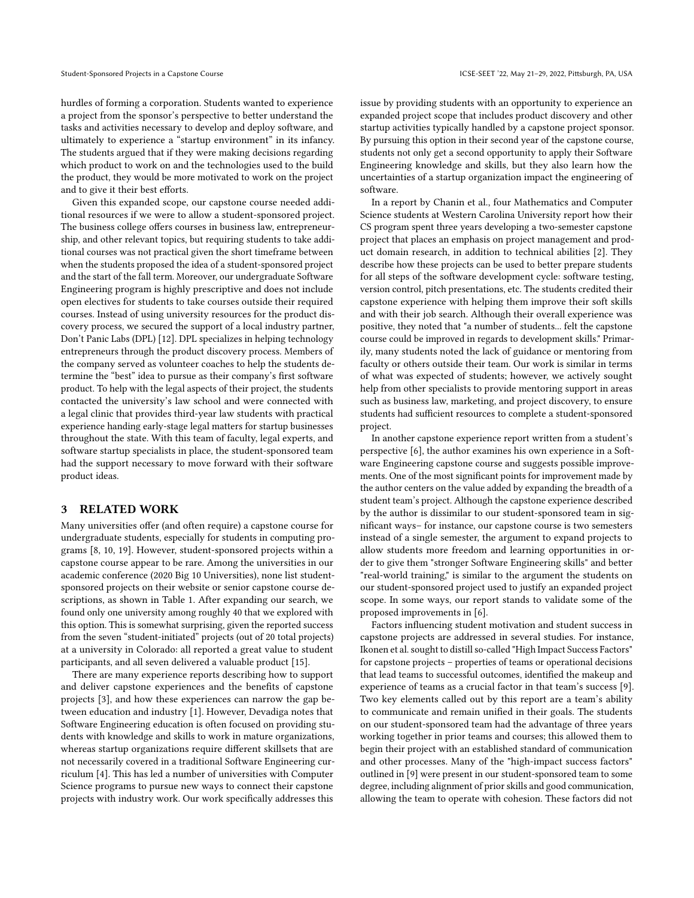hurdles of forming a corporation. Students wanted to experience a project from the sponsor's perspective to better understand the tasks and activities necessary to develop and deploy software, and ultimately to experience a "startup environment" in its infancy. The students argued that if they were making decisions regarding which product to work on and the technologies used to the build the product, they would be more motivated to work on the project and to give it their best efforts.

Given this expanded scope, our capstone course needed additional resources if we were to allow a student-sponsored project. The business college offers courses in business law, entrepreneurship, and other relevant topics, but requiring students to take additional courses was not practical given the short timeframe between when the students proposed the idea of a student-sponsored project and the start of the fall term. Moreover, our undergraduate Software Engineering program is highly prescriptive and does not include open electives for students to take courses outside their required courses. Instead of using university resources for the product discovery process, we secured the support of a local industry partner, Don't Panic Labs (DPL) [12]. DPL specializes in helping technology entrepreneurs through the product discovery process. Members of the company served as volunteer coaches to help the students determine the "best" idea to pursue as their company's first software product. To help with the legal aspects of their project, the students contacted the university's law school and were connected with a legal clinic that provides third-year law students with practical experience handing early-stage legal matters for startup businesses throughout the state. With this team of faculty, legal experts, and software startup specialists in place, the student-sponsored team had the support necessary to move forward with their software product ideas.

## 3 RELATED WORK

Many universities offer (and often require) a capstone course for undergraduate students, especially for students in computing programs [8, 10, 19]. However, student-sponsored projects within a capstone course appear to be rare. Among the universities in our academic conference (2020 Big 10 Universities), none list student-sponsored projects on their website or senior capstone course descriptions, as shown in Table 1. After expanding our search, we found only one university among roughly 40 that we explored with this option. This is somewhat surprising, given the reported success from the seven "student-initiated" projects (out of 20 total projects) at a university in Colorado: all reported a great value to student participants, and all seven delivered a valuable product [15].

There are many experience reports describing how to support and deliver capstone experiences and the benefits of capstone projects [3], and how these experiences can narrow the gap between education and industry [1]. However, Devadiga notes that Software Engineering education is often focused on providing students with knowledge and skills to work in mature organizations, whereas startup organizations require different skillsets that are not necessarily covered in a traditional Software Engineering curriculum [4]. This has led a number of universities with Computer Science programs to pursue new ways to connect their capstone projects with industry work. Our work specifically addresses this issue by providing students with an opportunity to experience an expanded project scope that includes product discovery and other startup activities typically handled by a capstone project sponsor. By pursuing this option in their second year of the capstone course, students not only get a second opportunity to apply their Software Engineering knowledge and skills, but they also learn how the uncertainties of a startup organization impact the engineering of software.

In a report by Chanin et al., four Mathematics and Computer Science students at Western Carolina University report how their CS program spent three years developing a two-semester capstone project that places an emphasis on project management and product domain research, in addition to technical abilities [2]. They describe how these projects can be used to better prepare students for all steps of the software development cycle: software testing, version control, pitch presentations, etc. The students credited their capstone experience with helping them improve their soft skills and with their job search. Although their overall experience was positive, they noted that "a number of students... felt the capstone course could be improved in regards to development skills." Primarily, many students noted the lack of guidance or mentoring from faculty or others outside their team. Our work is similar in terms of what was expected of students; however, we actively sought help from other specialists to provide mentoring support in areas such as business law, marketing, and project discovery, to ensure students had sufficient resources to complete a student-sponsored project.

In another capstone experience report written from a student's perspective [6], the author examines his own experience in a Software Engineering capstone course and suggests possible improvements. One of the most significant points for improvement made by the author centers on the value added by expanding the breadth of a student team's project. Although the capstone experience described by the author is dissimilar to our student-sponsored team in significant ways– for instance, our capstone course is two semesters instead of a single semester, the argument to expand projects to allow students more freedom and learning opportunities in order to give them "stronger Software Engineering skills" and better "real-world training," is similar to the argument the students on our student-sponsored project used to justify an expanded project scope. In some ways, our report stands to validate some of the proposed improvements in [6].

Factors influencing student motivation and student success in capstone projects are addressed in several studies. For instance, Ikonen et al. sought to distill so-called "High Impact Success Factors" for capstone projects – properties of teams or operational decisions that lead teams to successful outcomes, identified the makeup and experience of teams as a crucial factor in that team's success [9]. Two key elements called out by this report are a team's ability to communicate and remain unified in their goals. The students on our student-sponsored team had the advantage of three years working together in prior teams and courses; this allowed them to begin their project with an established standard of communication and other processes. Many of the "high-impact success factors" outlined in [9] were present in our student-sponsored team to some degree, including alignment of prior skills and good communication, allowing the team to operate with cohesion. These factors did not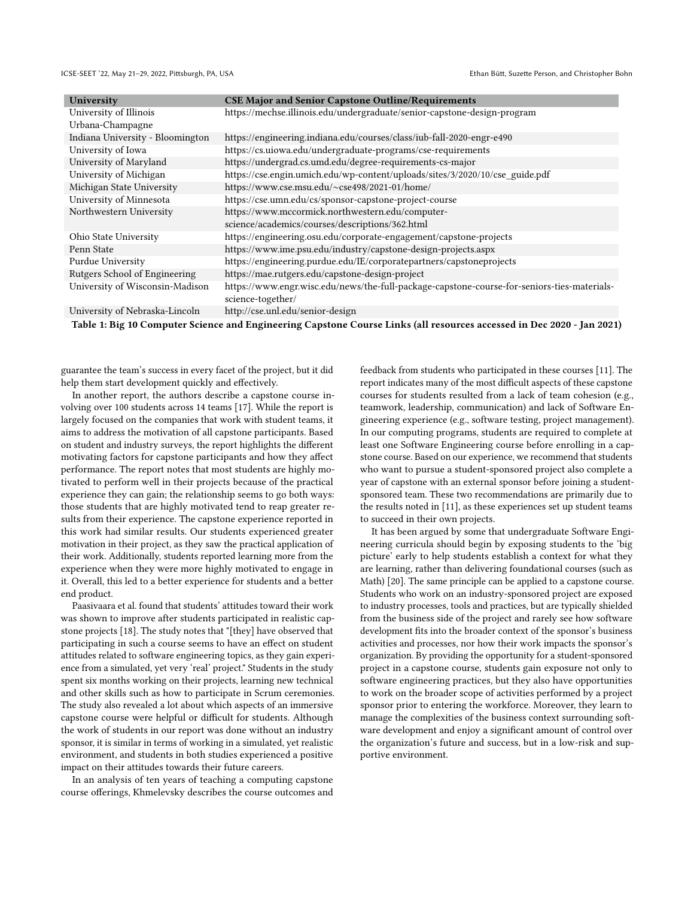| University | CSE Major and Senior Capstone Outline/Requirements |
| --- | --- |
| University of Illinois Urbana-Champagne | https://mechse.illinois.edu/undergraduate/senior-capstone-design-program |
| Indiana University - Bloomington | https://engineering.indiana.edu/courses/class/iub-fall-2020-engr-e490 |
| University of Iowa | https://cs.uiowa.edu/undergraduate-programs/cse-requirements |
| University of Maryland | https://undergrad.cs.umd.edu/degree-requirements-cs-major |
| University of Michigan | https://cse.engin.umich.edu/wp-content/uploads/sites/3/2020/10/cse_guide.pdf |
| Michigan State University | https://www.cse.msu.edu/~cse498/2021-01/home/ |
| University of Minnesota | https://cse.umn.edu/cs/sponsor-capstone-project-course |
| Northwestern University | https://www.mccormick.northwestern.edu/computer-science/academics/courses/descriptions/362.html |
| Ohio State University | https://engineering.osu.edu/corporate-engagement/capstone-projects |
| Penn State | https://www.ime.psu.edu/industry/capstone-design-projects.aspx |
| Purdue University | https://engineering.purdue.edu/IE/corporatepartners/capstoneprojects |
| Rutgers School of Engineering | https://mae.rutgers.edu/capstone-design-project |
| University of Wisconsin-Madison | https://www.engr.wisc.edu/news/the-full-package-capstone-course-for-seniors-ties-materials-science-together/ |
| University of Nebraska-Lincoln | http://cse.unl.edu/senior-design |

**Table 1: Big 10 Computer Science and Engineering Capstone Course Links (all resources accessed in Dec 2020 - Jan 2021)**

guarantee the team's success in every facet of the project, but it did help them start development quickly and effectively.

In another report, the authors describe a capstone course involving over 100 students across 14 teams [17]. While the report is largely focused on the companies that work with student teams, it aims to address the motivation of all capstone participants. Based on student and industry surveys, the report highlights the different motivating factors for capstone participants and how they affect performance. The report notes that most students are highly motivated to perform well in their projects because of the practical experience they can gain; the relationship seems to go both ways: those students that are highly motivated tend to reap greater results from their experience. The capstone experience reported in this work had similar results. Our students experienced greater motivation in their project, as they saw the practical application of their work. Additionally, students reported learning more from the experience when they were more highly motivated to engage in it. Overall, this led to a better experience for students and a better end product.

Paasivaara et al. found that students' attitudes toward their work was shown to improve after students participated in realistic capstone projects [18]. The study notes that "[they] have observed that participating in such a course seems to have an effect on student attitudes related to software engineering topics, as they gain experience from a simulated, yet very 'real' project." Students in the study spent six months working on their projects, learning new technical and other skills such as how to participate in Scrum ceremonies. The study also revealed a lot about which aspects of an immersive capstone course were helpful or difficult for students. Although the work of students in our report was done without an industry sponsor, it is similar in terms of working in a simulated, yet realistic environment, and students in both studies experienced a positive impact on their attitudes towards their future careers.

In an analysis of ten years of teaching a computing capstone course offerings, Khmelevsky describes the course outcomes and feedback from students who participated in these courses [11]. The report indicates many of the most difficult aspects of these capstone courses for students resulted from a lack of team cohesion (e.g., teamwork, leadership, communication) and lack of Software Engineering experience (e.g., software testing, project management). In our computing programs, students are required to complete at least one Software Engineering course before enrolling in a capstone course. Based on our experience, we recommend that students who want to pursue a student-sponsored project also complete a year of capstone with an external sponsor before joining a student-sponsored team. These two recommendations are primarily due to the results noted in [11], as these experiences set up student teams to succeed in their own projects.

It has been argued by some that undergraduate Software Engineering curricula should begin by exposing students to the 'big picture' early to help students establish a context for what they are learning, rather than delivering foundational courses (such as Math) [20]. The same principle can be applied to a capstone course. Students who work on an industry-sponsored project are exposed to industry processes, tools and practices, but are typically shielded from the business side of the project and rarely see how software development fits into the broader context of the sponsor's business activities and processes, nor how their work impacts the sponsor's organization. By providing the opportunity for a student-sponsored project in a capstone course, students gain exposure not only to software engineering practices, but they also have opportunities to work on the broader scope of activities performed by a project sponsor prior to entering the workforce. Moreover, they learn to manage the complexities of the business context surrounding software development and enjoy a significant amount of control over the organization's future and success, but in a low-risk and supportive environment.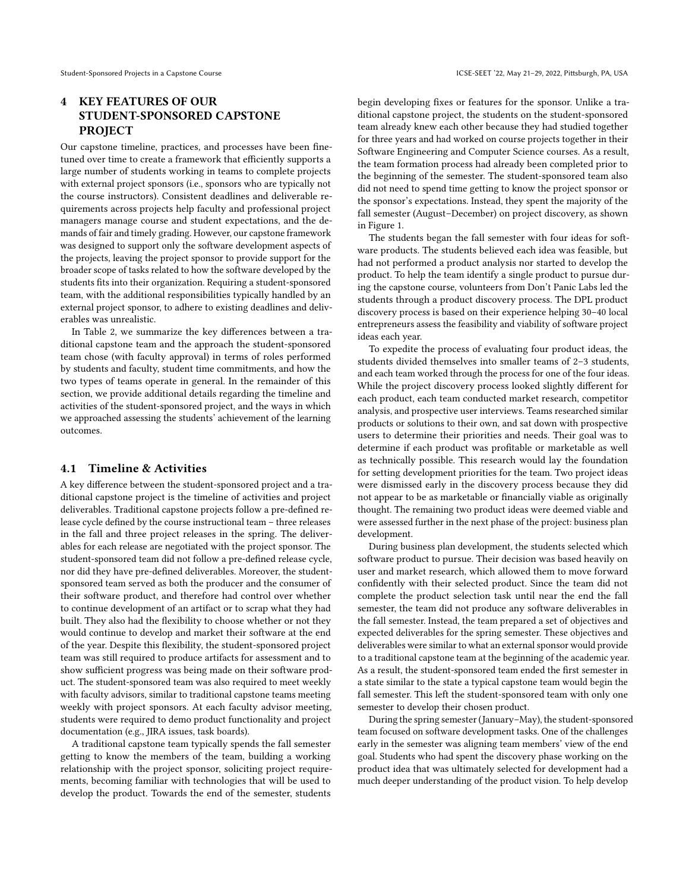# 4 KEY FEATURES OF OUR STUDENT-SPONSORED CAPSTONE PROJECT

Our capstone timeline, practices, and processes have been fine-tuned over time to create a framework that efficiently supports a large number of students working in teams to complete projects with external project sponsors (i.e., sponsors who are typically not the course instructors). Consistent deadlines and deliverable requirements across projects help faculty and professional project managers manage course and student expectations, and the demands of fair and timely grading. However, our capstone framework was designed to support only the software development aspects of the projects, leaving the project sponsor to provide support for the broader scope of tasks related to how the software developed by the students fits into their organization. Requiring a student-sponsored team, with the additional responsibilities typically handled by an external project sponsor, to adhere to existing deadlines and deliverables was unrealistic.

In Table 2, we summarize the key differences between a traditional capstone team and the approach the student-sponsored team chose (with faculty approval) in terms of roles performed by students and faculty, student time commitments, and how the two types of teams operate in general. In the remainder of this section, we provide additional details regarding the timeline and activities of the student-sponsored project, and the ways in which we approached assessing the students' achievement of the learning outcomes.

## 4.1 Timeline & Activities

A key difference between the student-sponsored project and a traditional capstone project is the timeline of activities and project deliverables. Traditional capstone projects follow a pre-defined release cycle defined by the course instructional team – three releases in the fall and three project releases in the spring. The deliverables for each release are negotiated with the project sponsor. The student-sponsored team did not follow a pre-defined release cycle, nor did they have pre-defined deliverables. Moreover, the student-sponsored team served as both the producer and the consumer of their software product, and therefore had control over whether to continue development of an artifact or to scrap what they had built. They also had the flexibility to choose whether or not they would continue to develop and market their software at the end of the year. Despite this flexibility, the student-sponsored project team was still required to produce artifacts for assessment and to show sufficient progress was being made on their software product. The student-sponsored team was also required to meet weekly with faculty advisors, similar to traditional capstone teams meeting weekly with project sponsors. At each faculty advisor meeting, students were required to demo product functionality and project documentation (e.g., JIRA issues, task boards).

A traditional capstone team typically spends the fall semester getting to know the members of the team, building a working relationship with the project sponsor, soliciting project requirements, becoming familiar with technologies that will be used to develop the product. Towards the end of the semester, students begin developing fixes or features for the sponsor. Unlike a traditional capstone project, the students on the student-sponsored team already knew each other because they had studied together for three years and had worked on course projects together in their Software Engineering and Computer Science courses. As a result, the team formation process had already been completed prior to the beginning of the semester. The student-sponsored team also did not need to spend time getting to know the project sponsor or the sponsor's expectations. Instead, they spent the majority of the fall semester (August–December) on project discovery, as shown in Figure 1.

The students began the fall semester with four ideas for software products. The students believed each idea was feasible, but had not performed a product analysis nor started to develop the product. To help the team identify a single product to pursue during the capstone course, volunteers from Don't Panic Labs led the students through a product discovery process. The DPL product discovery process is based on their experience helping 30–40 local entrepreneurs assess the feasibility and viability of software project ideas each year.

To expedite the process of evaluating four product ideas, the students divided themselves into smaller teams of 2–3 students, and each team worked through the process for one of the four ideas. While the project discovery process looked slightly different for each product, each team conducted market research, competitor analysis, and prospective user interviews. Teams researched similar products or solutions to their own, and sat down with prospective users to determine their priorities and needs. Their goal was to determine if each product was profitable or marketable as well as technically possible. This research would lay the foundation for setting development priorities for the team. Two project ideas were dismissed early in the discovery process because they did not appear to be as marketable or financially viable as originally thought. The remaining two product ideas were deemed viable and were assessed further in the next phase of the project: business plan development.

During business plan development, the students selected which software product to pursue. Their decision was based heavily on user and market research, which allowed them to move forward confidently with their selected product. Since the team did not complete the product selection task until near the end the fall semester, the team did not produce any software deliverables in the fall semester. Instead, the team prepared a set of objectives and expected deliverables for the spring semester. These objectives and deliverables were similar to what an external sponsor would provide to a traditional capstone team at the beginning of the academic year. As a result, the student-sponsored team ended the first semester in a state similar to the state a typical capstone team would begin the fall semester. This left the student-sponsored team with only one semester to develop their chosen product.

During the spring semester (January–May), the student-sponsored team focused on software development tasks. One of the challenges early in the semester was aligning team members' view of the end goal. Students who had spent the discovery phase working on the product idea that was ultimately selected for development had a much deeper understanding of the product vision. To help develop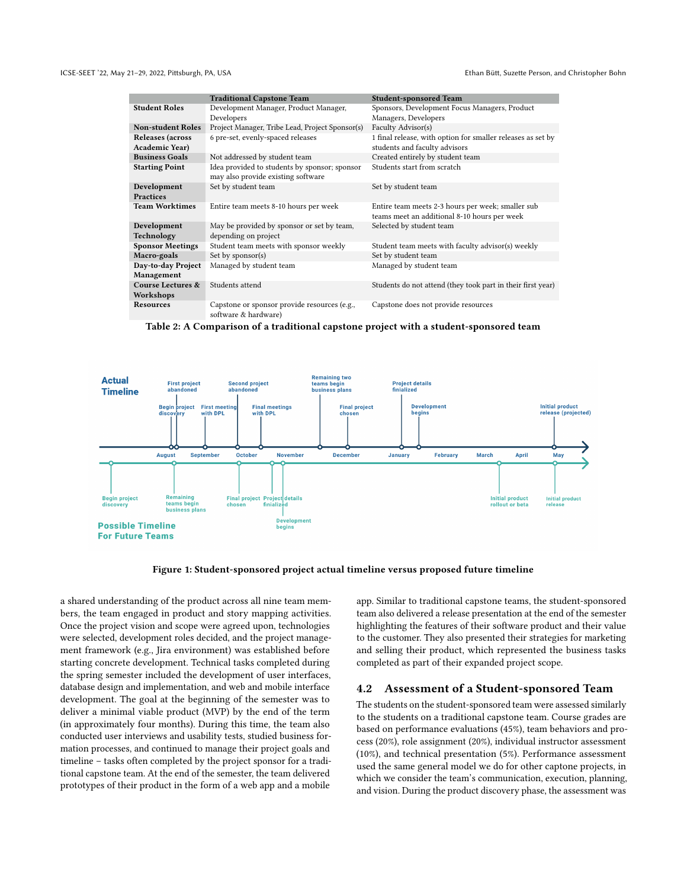| | Traditional Capstone Team | Student-sponsored Team |
|---|---|---|
| **Student Roles** | Development Manager, Product Manager, Developers | Sponsors, Development Focus Managers, Product Managers, Developers |
| **Non-student Roles** | Project Manager, Tribe Lead, Project Sponsor(s) | Faculty Advisor(s) |
| **Releases (across Academic Year)** | 6 pre-set, evenly-spaced releases | 1 final release, with option for smaller releases as set by students and faculty advisors |
| **Business Goals** | Not addressed by student team | Created entirely by student team |
| **Starting Point** | Idea provided to students by sponsor; sponsor may also provide existing software | Students start from scratch |
| **Development Practices** | Set by student team | Set by student team |
| **Team Worktimes** | Entire team meets 8-10 hours per week | Entire team meets 2-3 hours per week; smaller sub teams meet an additional 8-10 hours per week |
| **Development Technology** | May be provided by sponsor or set by team, depending on project | Selected by student team |
| **Sponsor Meetings** | Student team meets with sponsor weekly | Student team meets with faculty advisor(s) weekly |
| **Macro-goals** | Set by sponsor(s) | Set by student team |
| **Day-to-day Project Management** | Managed by student team | Managed by student team |
| **Course Lectures & Workshops** | Students attend | Students do not attend (they took part in their first year) |
| **Resources** | Capstone or sponsor provide resources (e.g., software & hardware) | Capstone does not provide resources |

**Table 2: A Comparison of a traditional capstone project with a student-sponsored team**

**Figure 1: Student-sponsored project actual timeline versus proposed future timeline**

a shared understanding of the product across all nine team members, the team engaged in product and story mapping activities. Once the project vision and scope were agreed upon, technologies were selected, development roles decided, and the project management framework (e.g., Jira environment) was established before starting concrete development. Technical tasks completed during the spring semester included the development of user interfaces, database design and implementation, and web and mobile interface development. The goal at the beginning of the semester was to deliver a minimal viable product (MVP) by the end of the term (in approximately four months). During this time, the team also conducted user interviews and usability tests, studied business formation processes, and continued to manage their project goals and timeline – tasks often completed by the project sponsor for a traditional capstone team. At the end of the semester, the team delivered prototypes of their product in the form of a web app and a mobile app. Similar to traditional capstone teams, the student-sponsored team also delivered a release presentation at the end of the semester highlighting the features of their software product and their value to the customer. They also presented their strategies for marketing and selling their product, which represented the business tasks completed as part of their expanded project scope.

## 4.2 Assessment of a Student-sponsored Team

The students on the student-sponsored team were assessed similarly to the students on a traditional capstone team. Course grades are based on performance evaluations (45%), team behaviors and process (20%), role assignment (20%), individual instructor assessment (10%), and technical presentation (5%). Performance assessment used the same general model we do for other captone projects, in which we consider the team's communication, execution, planning, and vision. During the product discovery phase, the assessment was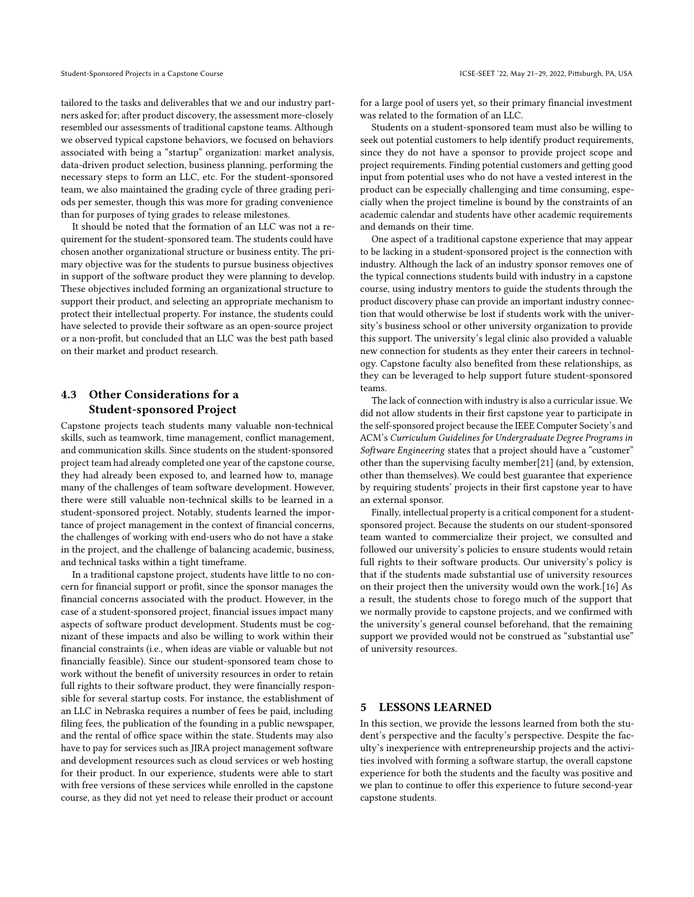tailored to the tasks and deliverables that we and our industry partners asked for; after product discovery, the assessment more-closely resembled our assessments of traditional capstone teams. Although we observed typical capstone behaviors, we focused on behaviors associated with being a "startup" organization: market analysis, data-driven product selection, business planning, performing the necessary steps to form an LLC, etc. For the student-sponsored team, we also maintained the grading cycle of three grading periods per semester, though this was more for grading convenience than for purposes of tying grades to release milestones.

It should be noted that the formation of an LLC was not a requirement for the student-sponsored team. The students could have chosen another organizational structure or business entity. The primary objective was for the students to pursue business objectives in support of the software product they were planning to develop. These objectives included forming an organizational structure to support their product, and selecting an appropriate mechanism to protect their intellectual property. For instance, the students could have selected to provide their software as an open-source project or a non-profit, but concluded that an LLC was the best path based on their market and product research.

### 4.3 Other Considerations for a Student-sponsored Project

Capstone projects teach students many valuable non-technical skills, such as teamwork, time management, conflict management, and communication skills. Since students on the student-sponsored project team had already completed one year of the capstone course, they had already been exposed to, and learned how to, manage many of the challenges of team software development. However, there were still valuable non-technical skills to be learned in a student-sponsored project. Notably, students learned the importance of project management in the context of financial concerns, the challenges of working with end-users who do not have a stake in the project, and the challenge of balancing academic, business, and technical tasks within a tight timeframe.

In a traditional capstone project, students have little to no concern for financial support or profit, since the sponsor manages the financial concerns associated with the product. However, in the case of a student-sponsored project, financial issues impact many aspects of software product development. Students must be cognizant of these impacts and also be willing to work within their financial constraints (i.e., when ideas are viable or valuable but not financially feasible). Since our student-sponsored team chose to work without the benefit of university resources in order to retain full rights to their software product, they were financially responsible for several startup costs. For instance, the establishment of an LLC in Nebraska requires a number of fees be paid, including filing fees, the publication of the founding in a public newspaper, and the rental of office space within the state. Students may also have to pay for services such as JIRA project management software and development resources such as cloud services or web hosting for their product. In our experience, students were able to start with free versions of these services while enrolled in the capstone course, as they did not yet need to release their product or account for a large pool of users yet, so their primary financial investment was related to the formation of an LLC.

Students on a student-sponsored team must also be willing to seek out potential customers to help identify product requirements, since they do not have a sponsor to provide project scope and project requirements. Finding potential customers and getting good input from potential uses who do not have a vested interest in the product can be especially challenging and time consuming, especially when the project timeline is bound by the constraints of an academic calendar and students have other academic requirements and demands on their time.

One aspect of a traditional capstone experience that may appear to be lacking in a student-sponsored project is the connection with industry. Although the lack of an industry sponsor removes one of the typical connections students build with industry in a capstone course, using industry mentors to guide the students through the product discovery phase can provide an important industry connection that would otherwise be lost if students work with the university's business school or other university organization to provide this support. The university's legal clinic also provided a valuable new connection for students as they enter their careers in technology. Capstone faculty also benefited from these relationships, as they can be leveraged to help support future student-sponsored teams.

The lack of connection with industry is also a curricular issue. We did not allow students in their first capstone year to participate in the self-sponsored project because the IEEE Computer Society's and ACM's *Curriculum Guidelines for Undergraduate Degree Programs in Software Engineering* states that a project should have a "customer" other than the supervising faculty member[21] (and, by extension, other than themselves). We could best guarantee that experience by requiring students' projects in their first capstone year to have an external sponsor.

Finally, intellectual property is a critical component for a student-sponsored project. Because the students on our student-sponsored team wanted to commercialize their project, we consulted and followed our university's policies to ensure students would retain full rights to their software products. Our university's policy is that if the students made substantial use of university resources on their project then the university would own the work.[16] As a result, the students chose to forego much of the support that we normally provide to capstone projects, and we confirmed with the university's general counsel beforehand, that the remaining support we provided would not be construed as "substantial use" of university resources.

## 5 LESSONS LEARNED

In this section, we provide the lessons learned from both the student's perspective and the faculty's perspective. Despite the faculty's inexperience with entrepreneurship projects and the activities involved with forming a software startup, the overall capstone experience for both the students and the faculty was positive and we plan to continue to offer this experience to future second-year capstone students.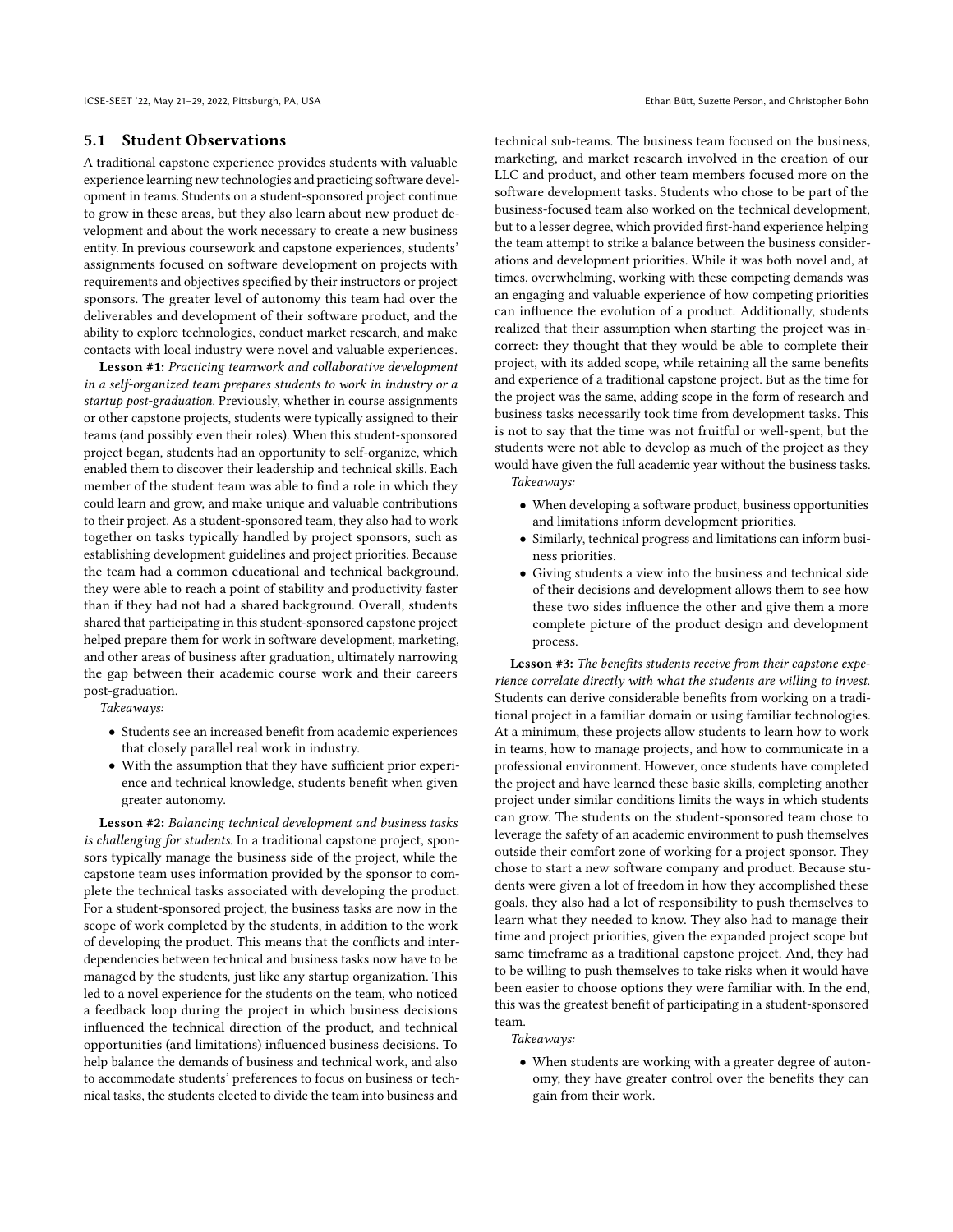### 5.1 Student Observations

A traditional capstone experience provides students with valuable experience learning new technologies and practicing software development in teams. Students on a student-sponsored project continue to grow in these areas, but they also learn about new product development and about the work necessary to create a new business entity. In previous coursework and capstone experiences, students' assignments focused on software development on projects with requirements and objectives specified by their instructors or project sponsors. The greater level of autonomy this team had over the deliverables and development of their software product, and the ability to explore technologies, conduct market research, and make contacts with local industry were novel and valuable experiences.

**Lesson #1:** *Practicing teamwork and collaborative development in a self-organized team prepares students to work in industry or a startup post-graduation.* Previously, whether in course assignments or other capstone projects, students were typically assigned to their teams (and possibly even their roles). When this student-sponsored project began, students had an opportunity to self-organize, which enabled them to discover their leadership and technical skills. Each member of the student team was able to find a role in which they could learn and grow, and make unique and valuable contributions to their project. As a student-sponsored team, they also had to work together on tasks typically handled by project sponsors, such as establishing development guidelines and project priorities. Because the team had a common educational and technical background, they were able to reach a point of stability and productivity faster than if they had not had a shared background. Overall, students shared that participating in this student-sponsored capstone project helped prepare them for work in software development, marketing, and other areas of business after graduation, ultimately narrowing the gap between their academic course work and their careers post-graduation.

*Takeaways:*

- Students see an increased benefit from academic experiences that closely parallel real work in industry.
- With the assumption that they have sufficient prior experience and technical knowledge, students benefit when given greater autonomy.

**Lesson #2:** *Balancing technical development and business tasks is challenging for students.* In a traditional capstone project, sponsors typically manage the business side of the project, while the capstone team uses information provided by the sponsor to complete the technical tasks associated with developing the product. For a student-sponsored project, the business tasks are now in the scope of work completed by the students, in addition to the work of developing the product. This means that the conflicts and interdependencies between technical and business tasks now have to be managed by the students, just like any startup organization. This led to a novel experience for the students on the team, who noticed a feedback loop during the project in which business decisions influenced the technical direction of the product, and technical opportunities (and limitations) influenced business decisions. To help balance the demands of business and technical work, and also to accommodate students' preferences to focus on business or technical tasks, the students elected to divide the team into business and technical sub-teams. The business team focused on the business, marketing, and market research involved in the creation of our LLC and product, and other team members focused more on the software development tasks. Students who chose to be part of the business-focused team also worked on the technical development, but to a lesser degree, which provided first-hand experience helping the team attempt to strike a balance between the business considerations and development priorities. While it was both novel and, at times, overwhelming, working with these competing demands was an engaging and valuable experience of how competing priorities can influence the evolution of a product. Additionally, students realized that their assumption when starting the project was incorrect: they thought that they would be able to complete their project, with its added scope, while retaining all the same benefits and experience of a traditional capstone project. But as the time for the project was the same, adding scope in the form of research and business tasks necessarily took time from development tasks. This is not to say that the time was not fruitful or well-spent, but the students were not able to develop as much of the project as they would have given the full academic year without the business tasks.

*Takeaways:*

- When developing a software product, business opportunities and limitations inform development priorities.
- Similarly, technical progress and limitations can inform business priorities.
- Giving students a view into the business and technical side of their decisions and development allows them to see how these two sides influence the other and give them a more complete picture of the product design and development process.

**Lesson #3:** *The benefits students receive from their capstone experience correlate directly with what the students are willing to invest.* Students can derive considerable benefits from working on a traditional project in a familiar domain or using familiar technologies. At a minimum, these projects allow students to learn how to work in teams, how to manage projects, and how to communicate in a professional environment. However, once students have completed the project and have learned these basic skills, completing another project under similar conditions limits the ways in which students can grow. The students on the student-sponsored team chose to leverage the safety of an academic environment to push themselves outside their comfort zone of working for a project sponsor. They chose to start a new software company and product. Because students were given a lot of freedom in how they accomplished these goals, they also had a lot of responsibility to push themselves to learn what they needed to know. They also had to manage their time and project priorities, given the expanded project scope but same timeframe as a traditional capstone project. And, they had to be willing to push themselves to take risks when it would have been easier to choose options they were familiar with. In the end, this was the greatest benefit of participating in a student-sponsored team.

*Takeaways:*

- When students are working with a greater degree of autonomy, they have greater control over the benefits they can gain from their work.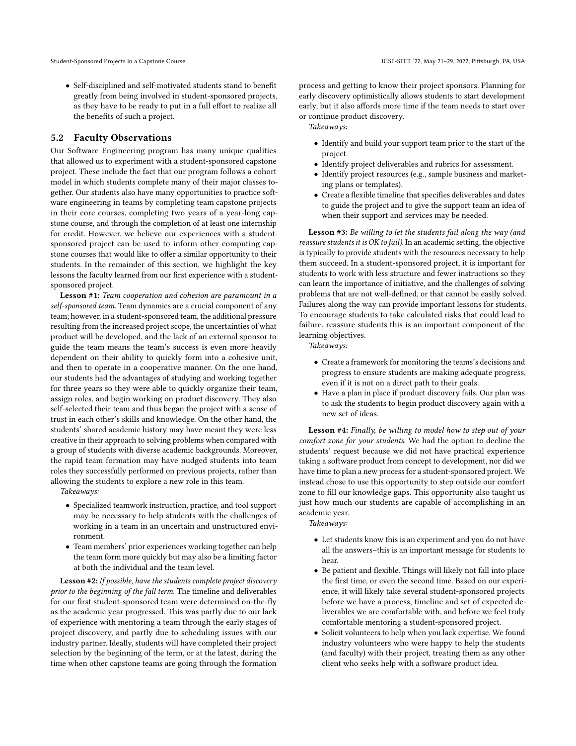- Self-disciplined and self-motivated students stand to benefit greatly from being involved in student-sponsored projects, as they have to be ready to put in a full effort to realize all the benefits of such a project.

## 5.2 Faculty Observations

Our Software Engineering program has many unique qualities that allowed us to experiment with a student-sponsored capstone project. These include the fact that our program follows a cohort model in which students complete many of their major classes together. Our students also have many opportunities to practice software engineering in teams by completing team capstone projects in their core courses, completing two years of a year-long capstone course, and through the completion of at least one internship for credit. However, we believe our experiences with a student-sponsored project can be used to inform other computing capstone courses that would like to offer a similar opportunity to their students. In the remainder of this section, we highlight the key lessons the faculty learned from our first experience with a student-sponsored project.

**Lesson #1:** *Team cooperation and cohesion are paramount in a self-sponsored team.* Team dynamics are a crucial component of any team; however, in a student-sponsored team, the additional pressure resulting from the increased project scope, the uncertainties of what product will be developed, and the lack of an external sponsor to guide the team means the team's success is even more heavily dependent on their ability to quickly form into a cohesive unit, and then to operate in a cooperative manner. On the one hand, our students had the advantages of studying and working together for three years so they were able to quickly organize their team, assign roles, and begin working on product discovery. They also self-selected their team and thus began the project with a sense of trust in each other's skills and knowledge. On the other hand, the students' shared academic history may have meant they were less creative in their approach to solving problems when compared with a group of students with diverse academic backgrounds. Moreover, the rapid team formation may have nudged students into team roles they successfully performed on previous projects, rather than allowing the students to explore a new role in this team.

*Takeaways:*

- Specialized teamwork instruction, practice, and tool support may be necessary to help students with the challenges of working in a team in an uncertain and unstructured environment.
- Team members' prior experiences working together can help the team form more quickly but may also be a limiting factor at both the individual and the team level.

**Lesson #2:** *If possible, have the students complete project discovery prior to the beginning of the fall term.* The timeline and deliverables for our first student-sponsored team were determined on-the-fly as the academic year progressed. This was partly due to our lack of experience with mentoring a team through the early stages of project discovery, and partly due to scheduling issues with our industry partner. Ideally, students will have completed their project selection by the beginning of the term, or at the latest, during the time when other capstone teams are going through the formation process and getting to know their project sponsors. Planning for early discovery optimistically allows students to start development early, but it also affords more time if the team needs to start over or continue product discovery.

*Takeaways:*

- Identify and build your support team prior to the start of the project.
- Identify project deliverables and rubrics for assessment.
- Identify project resources (e.g., sample business and marketing plans or templates).
- Create a flexible timeline that specifies deliverables and dates to guide the project and to give the support team an idea of when their support and services may be needed.

**Lesson #3:** *Be willing to let the students fail along the way (and reassure students it is OK to fail).* In an academic setting, the objective is typically to provide students with the resources necessary to help them succeed. In a student-sponsored project, it is important for students to work with less structure and fewer instructions so they can learn the importance of initiative, and the challenges of solving problems that are not well-defined, or that cannot be easily solved. Failures along the way can provide important lessons for students. To encourage students to take calculated risks that could lead to failure, reassure students this is an important component of the learning objectives.

*Takeaways:*

- Create a framework for monitoring the teams's decisions and progress to ensure students are making adequate progress, even if it is not on a direct path to their goals.
- Have a plan in place if product discovery fails. Our plan was to ask the students to begin product discovery again with a new set of ideas.

**Lesson #4:** *Finally, be willing to model how to step out of your comfort zone for your students.* We had the option to decline the students' request because we did not have practical experience taking a software product from concept to development, nor did we have time to plan a new process for a student-sponsored project. We instead chose to use this opportunity to step outside our comfort zone to fill our knowledge gaps. This opportunity also taught us just how much our students are capable of accomplishing in an academic year.

*Takeaways:*

- Let students know this is an experiment and you do not have all the answers–this is an important message for students to hear.
- Be patient and flexible. Things will likely not fall into place the first time, or even the second time. Based on our experience, it will likely take several student-sponsored projects before we have a process, timeline and set of expected deliverables we are comfortable with, and before we feel truly comfortable mentoring a student-sponsored project.
- Solicit volunteers to help when you lack expertise. We found industry volunteers who were happy to help the students (and faculty) with their project, treating them as any other client who seeks help with a software product idea.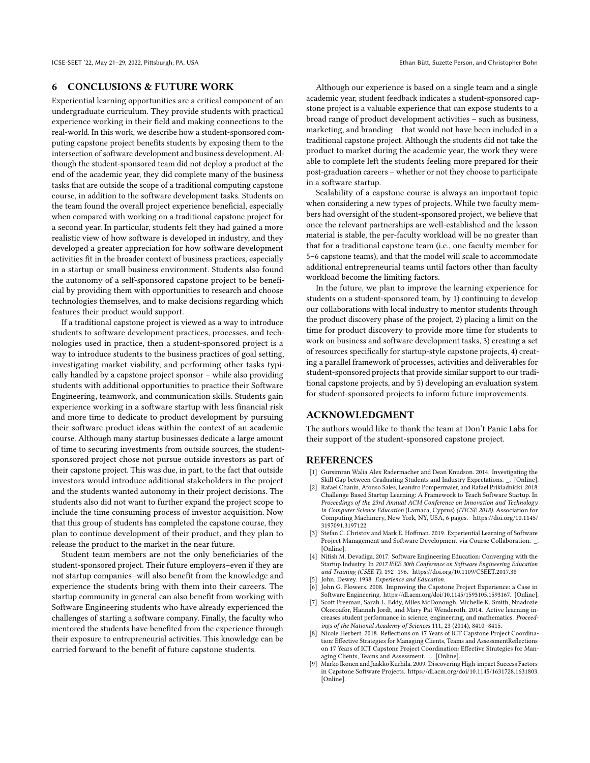## 6 CONCLUSIONS & FUTURE WORK

Experiential learning opportunities are a critical component of an undergraduate curriculum. They provide students with practical experience working in their field and making connections to the real-world. In this work, we describe how a student-sponsored computing capstone project benefits students by exposing them to the intersection of software development and business development. Although the student-sponsored team did not deploy a product at the end of the academic year, they did complete many of the business tasks that are outside the scope of a traditional computing capstone course, in addition to the software development tasks. Students on the team found the overall project experience beneficial, especially when compared with working on a traditional capstone project for a second year. In particular, students felt they had gained a more realistic view of how software is developed in industry, and they developed a greater appreciation for how software development activities fit in the broader context of business practices, especially in a startup or small business environment. Students also found the autonomy of a self-sponsored capstone project to be beneficial by providing them with opportunities to research and choose technologies themselves, and to make decisions regarding which features their product would support.

If a traditional capstone project is viewed as a way to introduce students to software development practices, processes, and technologies used in practice, then a student-sponsored project is a way to introduce students to the business practices of goal setting, investigating market viability, and performing other tasks typically handled by a capstone project sponsor – while also providing students with additional opportunities to practice their Software Engineering, teamwork, and communication skills. Students gain experience working in a software startup with less financial risk and more time to dedicate to product development by pursuing their software product ideas within the context of an academic course. Although many startup businesses dedicate a large amount of time to securing investments from outside sources, the student-sponsored project chose not pursue outside investors as part of their capstone project. This was due, in part, to the fact that outside investors would introduce additional stakeholders in the project and the students wanted autonomy in their project decisions. The students also did not want to further expand the project scope to include the time consuming process of investor acquisition. Now that this group of students has completed the capstone course, they plan to continue development of their product, and they plan to release the product to the market in the near future.

Student team members are not the only beneficiaries of the student-sponsored project. Their future employers–even if they are not startup companies–will also benefit from the knowledge and experience the students bring with them into their careers. The startup community in general can also benefit from working with Software Engineering students who have already experienced the challenges of starting a software company. Finally, the faculty who mentored the students have benefited from the experience through their exposure to entrepreneurial activities. This knowledge can be carried forward to the benefit of future capstone students.

Although our experience is based on a single team and a single academic year, student feedback indicates a student-sponsored capstone project is a valuable experience that can expose students to a broad range of product development activities – such as business, marketing, and branding – that would not have been included in a traditional capstone project. Although the students did not take the product to market during the academic year, the work they were able to complete left the students feeling more prepared for their post-graduation careers – whether or not they choose to participate in a software startup.

Scalability of a capstone course is always an important topic when considering a new types of projects. While two faculty members had oversight of the student-sponsored project, we believe that once the relevant partnerships are well-established and the lesson material is stable, the per-faculty workload will be no greater than that for a traditional capstone team (i.e., one faculty member for 5–6 capstone teams), and that the model will scale to accommodate additional entrepreneurial teams until factors other than faculty workload become the limiting factors.

In the future, we plan to improve the learning experience for students on a student-sponsored team, by 1) continuing to develop our collaborations with local industry to mentor students through the product discovery phase of the project, 2) placing a limit on the time for product discovery to provide more time for students to work on business and software development tasks, 3) creating a set of resources specifically for startup-style capstone projects, 4) creating a parallel framework of processes, activities and deliverables for student-sponsored projects that provide similar support to our traditional capstone projects, and by 5) developing an evaluation system for student-sponsored projects to inform future improvements.

## ACKNOWLEDGMENT

The authors would like to thank the team at Don't Panic Labs for their support of the student-sponsored capstone project.

## REFERENCES

- [1] Gursimran Walia Alex Radermacher and Dean Knudson. 2014. Investigating the Skill Gap between Graduating Students and Industry Expectations. _. [Online].
- [2] Rafael Chanin, Afonso Sales, Leandro Pompermaier, and Rafael Prikladnicki. 2018. Challenge Based Startup Learning: A Framework to Teach Software Startup. In *Proceedings of the 23rd Annual ACM Conference on Innovation and Technology in Computer Science Education* (Larnaca, Cyprus) *(ITiCSE 2018)*. Association for Computing Machinery, New York, NY, USA, 6 pages. https://doi.org/10.1145/3197091.3197122
- [3] Stefan C. Christov and Mark E. Hoffman. 2019. Experiential Learning of Software Project Management and Software Development via Course Collaboration. _. [Online].
- [4] Nitish M. Devadiga. 2017. Software Engineering Education: Converging with the Startup Industry. In *2017 IEEE 30th Conference on Software Engineering Education and Training (CSEE T)*. 192–196. https://doi.org/10.1109/CSEET.2017.38
- [5] John. Dewey. 1938. *Experience and Education.*
- [6] John G. Flowers. 2008. Improving the Capstone Project Experience: a Case in Software Engineering. https://dl.acm.org/doi/10.1145/1593105.1593167. [Online].
- [7] Scott Freeman, Sarah L. Eddy, Miles McDonough, Michelle K. Smith, Nnadozie Okoroafor, Hannah Jordt, and Mary Pat Wenderoth. 2014. Active learning increases student performance in science, engineering, and mathematics. *Proceedings of the National Academy of Sciences* 111, 23 (2014), 8410–8415.
- [8] Nicole Herbert. 2018. Reflections on 17 Years of ICT Capstone Project Coordination: Effective Strategies for Managing Clients, Teams and AssessmentReflections on 17 Years of ICT Capstone Project Coordination: Effective Strategies for Managing Clients, Teams and Assessment. _. [Online].
- [9] Marko Ikonen and Jaakko Kurhila. 2009. Discovering High-impact Success Factors in Capstone Software Projects. https://dl.acm.org/doi/10.1145/1631728.1631803. [Online].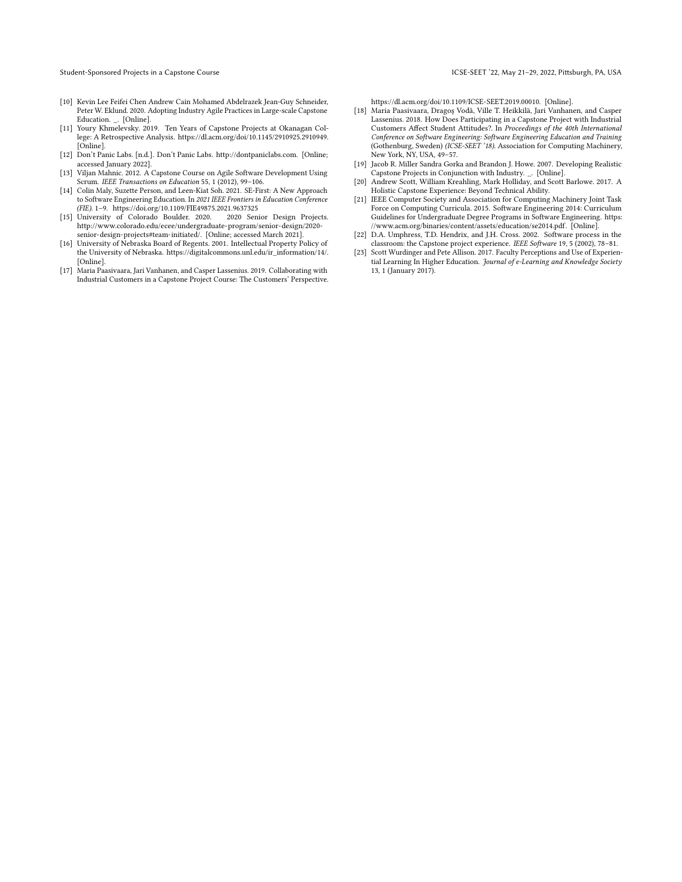[10] Kevin Lee Feifei Chen Andrew Cain Mohamed Abdelrazek Jean-Guy Schneider, Peter W. Eklund. 2020. Adopting Industry Agile Practices in Large-scale Capstone Education. _. [Online].

[11] Youry Khmelevsky. 2019. Ten Years of Capstone Projects at Okanagan College: A Retrospective Analysis. https://dl.acm.org/doi/10.1145/2910925.2910949. [Online].

[12] Don't Panic Labs. [n.d.]. Don't Panic Labs. http://dontpaniclabs.com. [Online; accessed January 2022].

[13] Viljan Mahnic. 2012. A Capstone Course on Agile Software Development Using Scrum. *IEEE Transactions on Education* 55, 1 (2012), 99–106.

[14] Colin Maly, Suzette Person, and Leen-Kiat Soh. 2021. SE-First: A New Approach to Software Engineering Education. In *2021 IEEE Frontiers in Education Conference (FIE)*. 1–9. https://doi.org/10.1109/FIE49875.2021.9637325

[15] University of Colorado Boulder. 2020. 2020 Senior Design Projects. http://www.colorado.edu/ecee/undergraduate-program/senior-design/2020-senior-design-projects#team-initiated/. [Online; accessed March 2021].

[16] University of Nebraska Board of Regents. 2001. Intellectual Property Policy of the University of Nebraska. https://digitalcommons.unl.edu/ir_information/14/. [Online].

[17] Maria Paasivaara, Jari Vanhanen, and Casper Lassenius. 2019. Collaborating with Industrial Customers in a Capstone Project Course: The Customers' Perspective. https://dl.acm.org/doi/10.1109/ICSE-SEET.2019.00010. [Online].

[18] Maria Paasivaara, Dragoş Vodă, Ville T. Heikkilä, Jari Vanhanen, and Casper Lassenius. 2018. How Does Participating in a Capstone Project with Industrial Customers Affect Student Attitudes?. In *Proceedings of the 40th International Conference on Software Engineering: Software Engineering Education and Training* (Gothenburg, Sweden) *(ICSE-SEET '18)*. Association for Computing Machinery, New York, NY, USA, 49–57.

[19] Jacob R. Miller Sandra Gorka and Brandon J. Howe. 2007. Developing Realistic Capstone Projects in Conjunction with Industry. _. [Online].

[20] Andrew Scott, William Kreahling, Mark Holliday, and Scott Barlowe. 2017. A Holistic Capstone Experience: Beyond Technical Ability.

[21] IEEE Computer Society and Association for Computing Machinery Joint Task Force on Computing Curricula. 2015. Software Engineering 2014: Curriculum Guidelines for Undergraduate Degree Programs in Software Engineering. https://www.acm.org/binaries/content/assets/education/se2014.pdf. [Online].

[22] D.A. Umphress, T.D. Hendrix, and J.H. Cross. 2002. Software process in the classroom: the Capstone project experience. *IEEE Software* 19, 5 (2002), 78–81.

[23] Scott Wurdinger and Pete Allison. 2017. Faculty Perceptions and Use of Experiential Learning In Higher Education. *Journal of e-Learning and Knowledge Society* 13, 1 (January 2017).